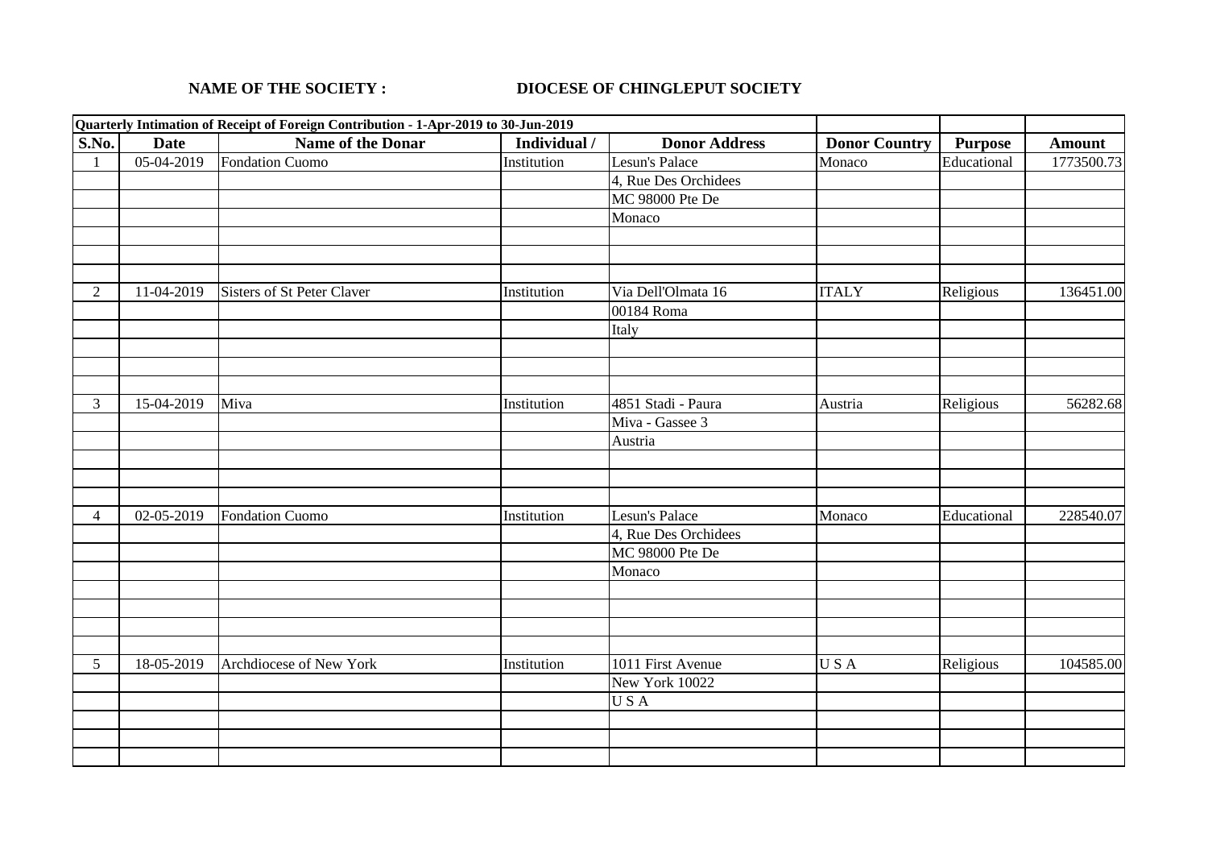**NAME OF THE SOCIETY :** **DIOCESE OF CHINGLEPUT SOCIETY**

| **Quarterly Intimation of Receipt of Foreign Contribution - 1-Apr-2019 to 30-Jun-2019** | | | | | | | |
|---|---|---|---|---|---|---|---|
| **S.No.** | **Date** | **Name of the Donar** | **Individual /** | **Donor Address** | **Donor Country** | **Purpose** | **Amount** |
| 1 | 05-04-2019 | Fondation Cuomo | Institution | Lesun's Palace | Monaco | Educational | 1773500.73 |
| | | | | 4, Rue Des Orchidees | | | |
| | | | | MC 98000 Pte De | | | |
| | | | | Monaco | | | |
| | | | | | | | |
| | | | | | | | |
| | | | | | | | |
| 2 | 11-04-2019 | Sisters of St Peter Claver | Institution | Via Dell'Olmata 16 | ITALY | Religious | 136451.00 |
| | | | | 00184 Roma | | | |
| | | | | Italy | | | |
| | | | | | | | |
| | | | | | | | |
| | | | | | | | |
| 3 | 15-04-2019 | Miva | Institution | 4851 Stadi - Paura | Austria | Religious | 56282.68 |
| | | | | Miva - Gassee 3 | | | |
| | | | | Austria | | | |
| | | | | | | | |
| | | | | | | | |
| | | | | | | | |
| 4 | 02-05-2019 | Fondation Cuomo | Institution | Lesun's Palace | Monaco | Educational | 228540.07 |
| | | | | 4, Rue Des Orchidees | | | |
| | | | | MC 98000 Pte De | | | |
| | | | | Monaco | | | |
| | | | | | | | |
| | | | | | | | |
| | | | | | | | |
| | | | | | | | |
| 5 | 18-05-2019 | Archdiocese of New York | Institution | 1011 First Avenue | U S A | Religious | 104585.00 |
| | | | | New York 10022 | | | |
| | | | | U S A | | | |
| | | | | | | | |
| | | | | | | | |
| | | | | | | | |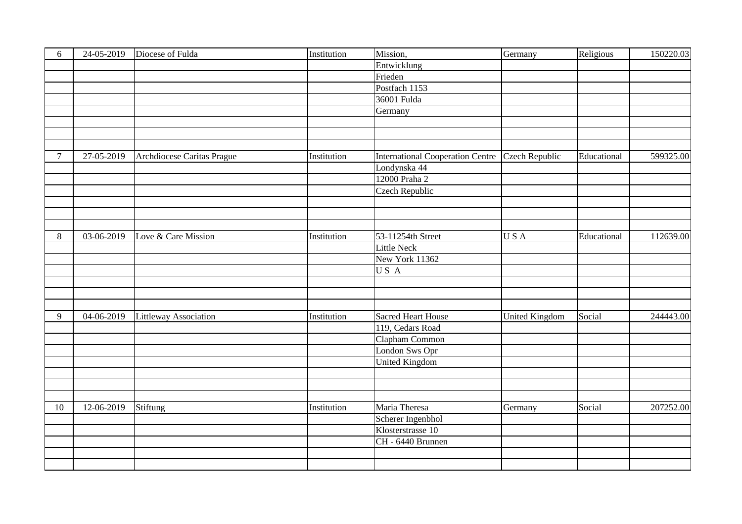| 6 | 24-05-2019 | Diocese of Fulda | Institution | Mission, | Germany | Religious | 150220.03 |
|---|---|---|---|---|---|---|---|
| | | | | Entwicklung | | | |
| | | | | Frieden | | | |
| | | | | Postfach 1153 | | | |
| | | | | 36001 Fulda | | | |
| | | | | Germany | | | |
| | | | | | | | |
| | | | | | | | |
| | | | | | | | |
| 7 | 27-05-2019 | Archdiocese Caritas Prague | Institution | International Cooperation Centre | Czech Republic | Educational | 599325.00 |
| | | | | Londynska 44 | | | |
| | | | | 12000 Praha 2 | | | |
| | | | | Czech Republic | | | |
| | | | | | | | |
| | | | | | | | |
| | | | | | | | |
| 8 | 03-06-2019 | Love & Care Mission | Institution | 53-11254th Street | U S A | Educational | 112639.00 |
| | | | | Little Neck | | | |
| | | | | New York 11362 | | | |
| | | | | U S A | | | |
| | | | | | | | |
| | | | | | | | |
| | | | | | | | |
| 9 | 04-06-2019 | Littleway Association | Institution | Sacred Heart House | United Kingdom | Social | 244443.00 |
| | | | | 119, Cedars Road | | | |
| | | | | Clapham Common | | | |
| | | | | London Sws Opr | | | |
| | | | | United Kingdom | | | |
| | | | | | | | |
| | | | | | | | |
| | | | | | | | |
| 10 | 12-06-2019 | Stiftung | Institution | Maria Theresa | Germany | Social | 207252.00 |
| | | | | Scherer Ingenbhol | | | |
| | | | | Klosterstrasse 10 | | | |
| | | | | CH - 6440 Brunnen | | | |
| | | | | | | | |
| | | | | | | | |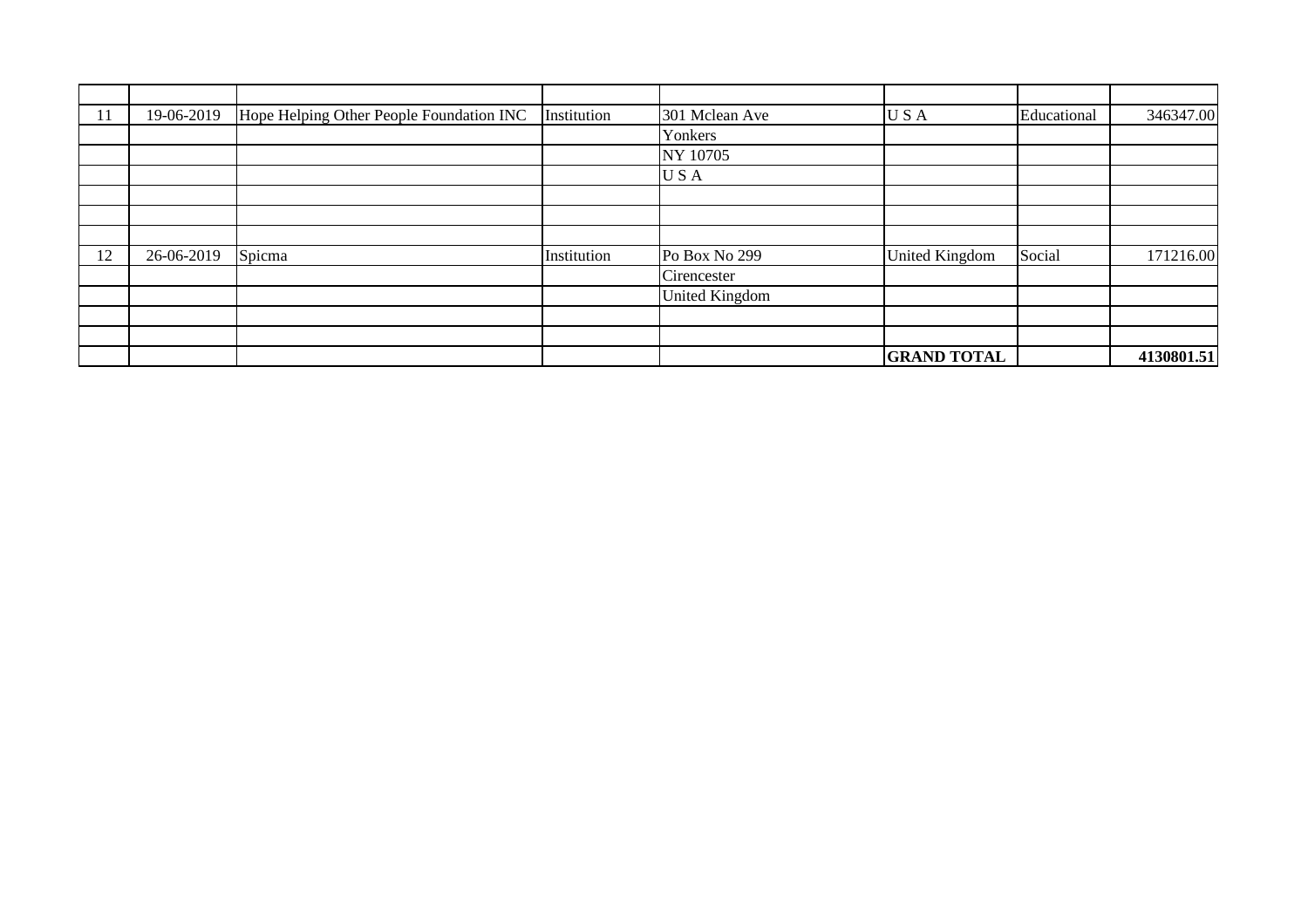| | | | | | | | |
|---|---|---|---|---|---|---|---|
| | | | | | | | |
| 11 | 19-06-2019 | Hope Helping Other People Foundation INC | Institution | 301 Mclean Ave | U S A | Educational | 346347.00 |
| | | | | Yonkers | | | |
| | | | | NY 10705 | | | |
| | | | | U S A | | | |
| | | | | | | | |
| | | | | | | | |
| | | | | | | | |
| 12 | 26-06-2019 | Spicma | Institution | Po Box No 299 | United Kingdom | Social | 171216.00 |
| | | | | Cirencester | | | |
| | | | | United Kingdom | | | |
| | | | | | | | |
| | | | | | | | |
| | | | | | **GRAND TOTAL** | | **4130801.51** |